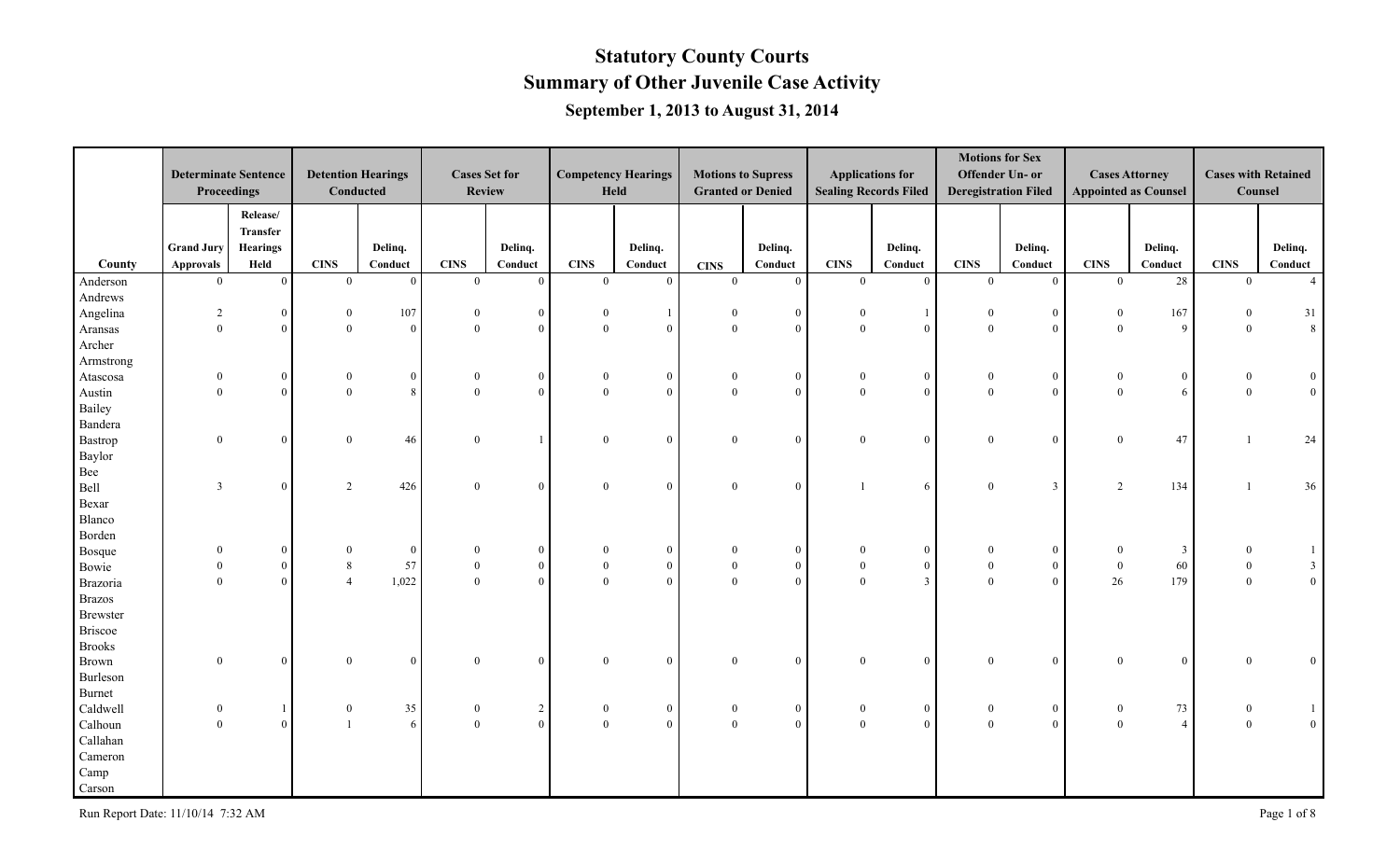# Statutory County Courts

## Summary of Other Juvenile Case Activity

### September 1, 2013 to August 31, 2014

| County | Determinate Sentence Proceedings | | Detention Hearings Conducted | | Cases Set for Review | | Competency Hearings Held | | Motions to Supress Granted or Denied | | Applications for Sealing Records Filed | | Motions for Sex Offender Un- or Deregistration Filed | | Cases Attorney Appointed as Counsel | | Cases with Retained Counsel | |
|---|---|---|---|---|---|---|---|---|---|---|---|---|---|---|---|---|---|---|
| | Grand Jury Approvals | Release/ Transfer Hearings Held | CINS | Delinq. Conduct | CINS | Delinq. Conduct | CINS | Delinq. Conduct | CINS | Delinq. Conduct | CINS | Delinq. Conduct | CINS | Delinq. Conduct | CINS | Delinq. Conduct | CINS | Delinq. Conduct |
| Anderson | 0 | 0 | 0 | 0 | 0 | 0 | 0 | 0 | 0 | 0 | 0 | 0 | 0 | 0 | 0 | 28 | 0 | 4 |
| Andrews | | | | | | | | | | | | | | | | | | |
| Angelina | 2 | 0 | 0 | 107 | 0 | 0 | 0 | 1 | 0 | 0 | 0 | 1 | 0 | 0 | 0 | 167 | 0 | 31 |
| Aransas | 0 | 0 | 0 | 0 | 0 | 0 | 0 | 0 | 0 | 0 | 0 | 0 | 0 | 0 | 0 | 9 | 0 | 8 |
| Archer | | | | | | | | | | | | | | | | | | |
| Armstrong | | | | | | | | | | | | | | | | | | |
| Atascosa | 0 | 0 | 0 | 0 | 0 | 0 | 0 | 0 | 0 | 0 | 0 | 0 | 0 | 0 | 0 | 0 | 0 | 0 |
| Austin | 0 | 0 | 0 | 8 | 0 | 0 | 0 | 0 | 0 | 0 | 0 | 0 | 0 | 0 | 0 | 6 | 0 | 0 |
| Bailey | | | | | | | | | | | | | | | | | | |
| Bandera | | | | | | | | | | | | | | | | | | |
| Bastrop | 0 | 0 | 0 | 46 | 0 | 1 | 0 | 0 | 0 | 0 | 0 | 0 | 0 | 0 | 0 | 47 | 1 | 24 |
| Baylor | | | | | | | | | | | | | | | | | | |
| Bee | | | | | | | | | | | | | | | | | | |
| Bell | 3 | 0 | 2 | 426 | 0 | 0 | 0 | 0 | 0 | 0 | 1 | 6 | 0 | 3 | 2 | 134 | 1 | 36 |
| Bexar | | | | | | | | | | | | | | | | | | |
| Blanco | | | | | | | | | | | | | | | | | | |
| Borden | | | | | | | | | | | | | | | | | | |
| Bosque | 0 | 0 | 0 | 0 | 0 | 0 | 0 | 0 | 0 | 0 | 0 | 0 | 0 | 0 | 0 | 3 | 0 | 1 |
| Bowie | 0 | 0 | 8 | 57 | 0 | 0 | 0 | 0 | 0 | 0 | 0 | 0 | 0 | 0 | 0 | 60 | 0 | 3 |
| Brazoria | 0 | 0 | 4 | 1,022 | 0 | 0 | 0 | 0 | 0 | 0 | 0 | 3 | 0 | 0 | 26 | 179 | 0 | 0 |
| Brazos | | | | | | | | | | | | | | | | | | |
| Brewster | | | | | | | | | | | | | | | | | | |
| Briscoe | | | | | | | | | | | | | | | | | | |
| Brooks | | | | | | | | | | | | | | | | | | |
| Brown | 0 | 0 | 0 | 0 | 0 | 0 | 0 | 0 | 0 | 0 | 0 | 0 | 0 | 0 | 0 | 0 | 0 | 0 |
| Burleson | | | | | | | | | | | | | | | | | | |
| Burnet | | | | | | | | | | | | | | | | | | |
| Caldwell | 0 | 1 | 0 | 35 | 0 | 2 | 0 | 0 | 0 | 0 | 0 | 0 | 0 | 0 | 0 | 73 | 0 | 1 |
| Calhoun | 0 | 0 | 1 | 6 | 0 | 0 | 0 | 0 | 0 | 0 | 0 | 0 | 0 | 0 | 0 | 4 | 0 | 0 |
| Callahan | | | | | | | | | | | | | | | | | | |
| Cameron | | | | | | | | | | | | | | | | | | |
| Camp | | | | | | | | | | | | | | | | | | |
| Carson | | | | | | | | | | | | | | | | | | |

Run Report Date: 11/10/14 7:32 AM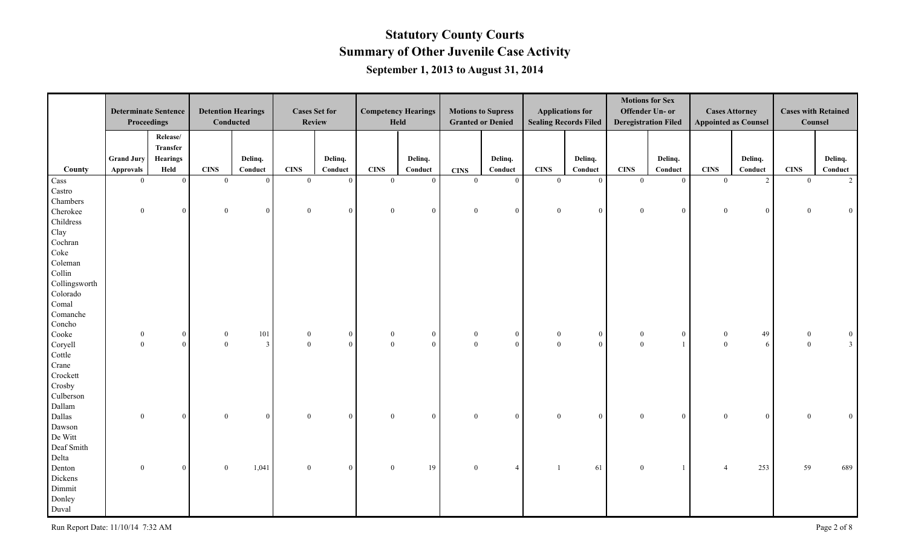# Statutory County Courts

## Summary of Other Juvenile Case Activity

### September 1, 2013 to August 31, 2014

| | Determinate Sentence Proceedings | | Detention Hearings Conducted | | Cases Set for Review | | Competency Hearings Held | | Motions to Supress Granted or Denied | | Applications for Sealing Records Filed | | Motions for Sex Offender Un- or Deregistration Filed | | Cases Attorney Appointed as Counsel | | Cases with Retained Counsel | |
|---|---|---|---|---|---|---|---|---|---|---|---|---|---|---|---|---|---|---|
| County | Grand Jury Approvals | Release/ Transfer Hearings Held | CINS | Delinq. Conduct | CINS | Delinq. Conduct | CINS | Delinq. Conduct | CINS | Delinq. Conduct | CINS | Delinq. Conduct | CINS | Delinq. Conduct | CINS | Delinq. Conduct | CINS | Delinq. Conduct |
| Cass | 0 | 0 | 0 | 0 | 0 | 0 | 0 | 0 | 0 | 0 | 0 | 0 | 0 | 0 | 0 | 2 | 0 | 2 |
| Castro | | | | | | | | | | | | | | | | | | |
| Chambers | | | | | | | | | | | | | | | | | | |
| Cherokee | 0 | 0 | 0 | 0 | 0 | 0 | 0 | 0 | 0 | 0 | 0 | 0 | 0 | 0 | 0 | 0 | 0 | 0 |
| Childress | | | | | | | | | | | | | | | | | | |
| Clay | | | | | | | | | | | | | | | | | | |
| Cochran | | | | | | | | | | | | | | | | | | |
| Coke | | | | | | | | | | | | | | | | | | |
| Coleman | | | | | | | | | | | | | | | | | | |
| Collin | | | | | | | | | | | | | | | | | | |
| Collingsworth | | | | | | | | | | | | | | | | | | |
| Colorado | | | | | | | | | | | | | | | | | | |
| Comal | | | | | | | | | | | | | | | | | | |
| Comanche | | | | | | | | | | | | | | | | | | |
| Concho | | | | | | | | | | | | | | | | | | |
| Cooke | 0 | 0 | 0 | 101 | 0 | 0 | 0 | 0 | 0 | 0 | 0 | 0 | 0 | 0 | 0 | 49 | 0 | 0 |
| Coryell | 0 | 0 | 0 | 3 | 0 | 0 | 0 | 0 | 0 | 0 | 0 | 0 | 0 | 1 | 0 | 6 | 0 | 3 |
| Cottle | | | | | | | | | | | | | | | | | | |
| Crane | | | | | | | | | | | | | | | | | | |
| Crockett | | | | | | | | | | | | | | | | | | |
| Crosby | | | | | | | | | | | | | | | | | | |
| Culberson | | | | | | | | | | | | | | | | | | |
| Dallam | | | | | | | | | | | | | | | | | | |
| Dallas | 0 | 0 | 0 | 0 | 0 | 0 | 0 | 0 | 0 | 0 | 0 | 0 | 0 | 0 | 0 | 0 | 0 | 0 |
| Dawson | | | | | | | | | | | | | | | | | | |
| De Witt | | | | | | | | | | | | | | | | | | |
| Deaf Smith | | | | | | | | | | | | | | | | | | |
| Delta | | | | | | | | | | | | | | | | | | |
| Denton | 0 | 0 | 0 | 1,041 | 0 | 0 | 0 | 19 | 0 | 4 | 1 | 61 | 0 | 1 | 4 | 253 | 59 | 689 |
| Dickens | | | | | | | | | | | | | | | | | | |
| Dimmit | | | | | | | | | | | | | | | | | | |
| Donley | | | | | | | | | | | | | | | | | | |
| Duval | | | | | | | | | | | | | | | | | | |

Run Report Date: 11/10/14 7:32 AM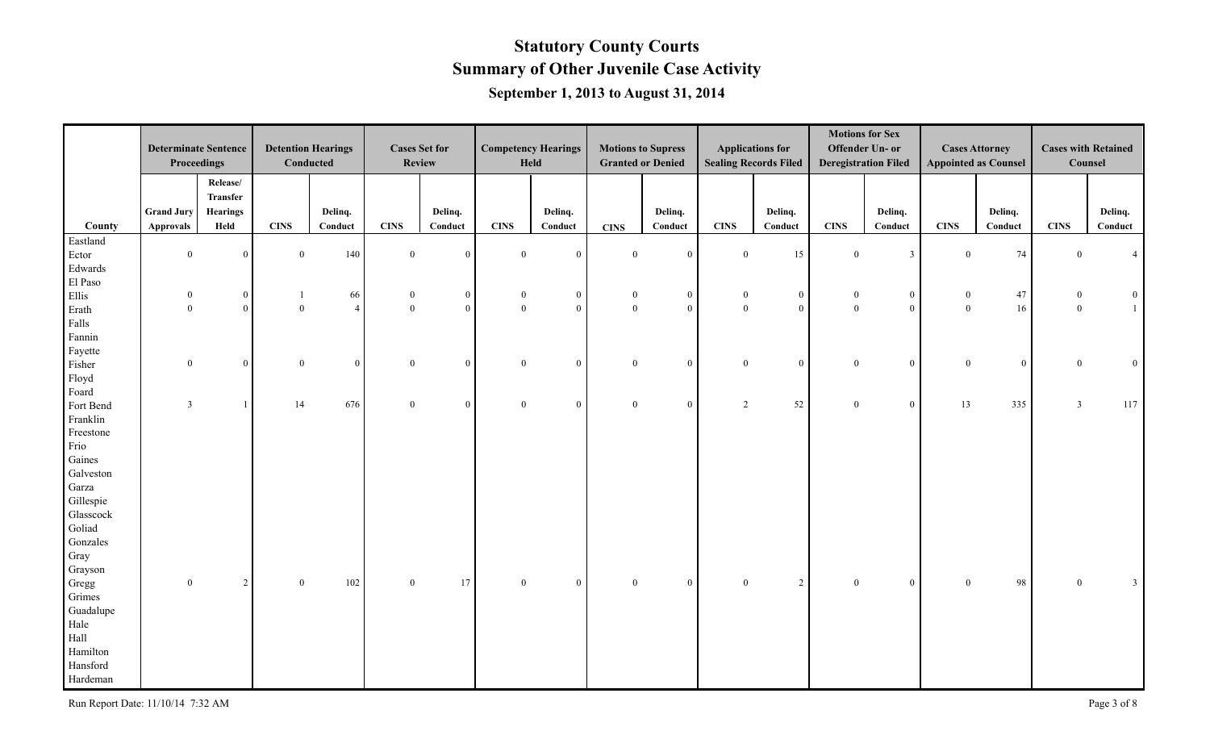# Statutory County Courts

## Summary of Other Juvenile Case Activity

### September 1, 2013 to August 31, 2014

| County | Determinate Sentence Proceedings | | Detention Hearings Conducted | | Cases Set for Review | | Competency Hearings Held | | Motions to Supress Granted or Denied | | Applications for Sealing Records Filed | | Motions for Sex Offender Un- or Deregistration Filed | | Cases Attorney Appointed as Counsel | | Cases with Retained Counsel | |
|---|---|---|---|---|---|---|---|---|---|---|---|---|---|---|---|---|---|---|
| | Grand Jury Approvals | Release/ Transfer Hearings Held | CINS | Delinq. Conduct | CINS | Delinq. Conduct | CINS | Delinq. Conduct | CINS | Delinq. Conduct | CINS | Delinq. Conduct | CINS | Delinq. Conduct | CINS | Delinq. Conduct | CINS | Delinq. Conduct |
| Eastland | | | | | | | | | | | | | | | | | | |
| Ector | 0 | 0 | 0 | 140 | 0 | 0 | 0 | 0 | 0 | 0 | 0 | 15 | 0 | 3 | 0 | 74 | 0 | 4 |
| Edwards | | | | | | | | | | | | | | | | | | |
| El Paso | | | | | | | | | | | | | | | | | | |
| Ellis | 0 | 0 | 1 | 66 | 0 | 0 | 0 | 0 | 0 | 0 | 0 | 0 | 0 | 0 | 0 | 47 | 0 | 0 |
| Erath | 0 | 0 | 0 | 4 | 0 | 0 | 0 | 0 | 0 | 0 | 0 | 0 | 0 | 0 | 0 | 16 | 0 | 1 |
| Falls | | | | | | | | | | | | | | | | | | |
| Fannin | | | | | | | | | | | | | | | | | | |
| Fayette | | | | | | | | | | | | | | | | | | |
| Fisher | 0 | 0 | 0 | 0 | 0 | 0 | 0 | 0 | 0 | 0 | 0 | 0 | 0 | 0 | 0 | 0 | 0 | 0 |
| Floyd | | | | | | | | | | | | | | | | | | |
| Foard | | | | | | | | | | | | | | | | | | |
| Fort Bend | 3 | 1 | 14 | 676 | 0 | 0 | 0 | 0 | 0 | 0 | 2 | 52 | 0 | 0 | 13 | 335 | 3 | 117 |
| Franklin | | | | | | | | | | | | | | | | | | |
| Freestone | | | | | | | | | | | | | | | | | | |
| Frio | | | | | | | | | | | | | | | | | | |
| Gaines | | | | | | | | | | | | | | | | | | |
| Galveston | | | | | | | | | | | | | | | | | | |
| Garza | | | | | | | | | | | | | | | | | | |
| Gillespie | | | | | | | | | | | | | | | | | | |
| Glasscock | | | | | | | | | | | | | | | | | | |
| Goliad | | | | | | | | | | | | | | | | | | |
| Gonzales | | | | | | | | | | | | | | | | | | |
| Gray | | | | | | | | | | | | | | | | | | |
| Grayson | | | | | | | | | | | | | | | | | | |
| Gregg | 0 | 2 | 0 | 102 | 0 | 17 | 0 | 0 | 0 | 0 | 0 | 2 | 0 | 0 | 0 | 98 | 0 | 3 |
| Grimes | | | | | | | | | | | | | | | | | | |
| Guadalupe | | | | | | | | | | | | | | | | | | |
| Hale | | | | | | | | | | | | | | | | | | |
| Hall | | | | | | | | | | | | | | | | | | |
| Hamilton | | | | | | | | | | | | | | | | | | |
| Hansford | | | | | | | | | | | | | | | | | | |
| Hardeman | | | | | | | | | | | | | | | | | | |

Run Report Date: 11/10/14 7:32 AM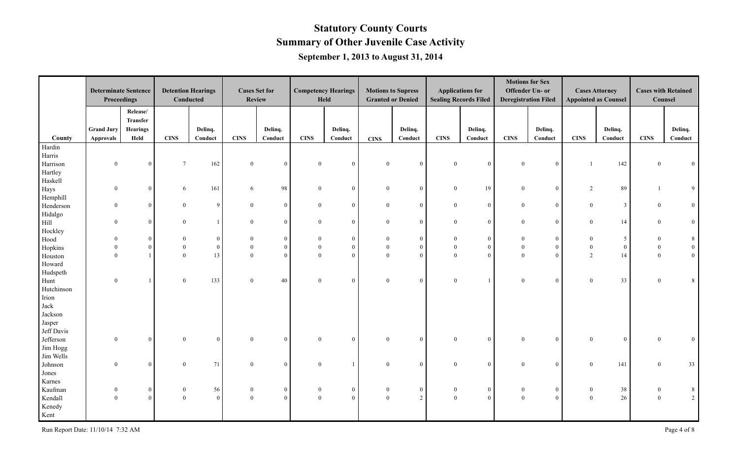# Statutory County Courts

## Summary of Other Juvenile Case Activity

### September 1, 2013 to August 31, 2014

| | Determinate Sentence Proceedings | | Detention Hearings Conducted | | Cases Set for Review | | Competency Hearings Held | | Motions to Supress Granted or Denied | | Applications for Sealing Records Filed | | Motions for Sex Offender Un- or Deregistration Filed | | Cases Attorney Appointed as Counsel | | Cases with Retained Counsel | |
|---|---|---|---|---|---|---|---|---|---|---|---|---|---|---|---|---|---|---|
| County | Grand Jury Approvals | Release/ Transfer Hearings Held | CINS | Delinq. Conduct | CINS | Delinq. Conduct | CINS | Delinq. Conduct | CINS | Delinq. Conduct | CINS | Delinq. Conduct | CINS | Delinq. Conduct | CINS | Delinq. Conduct | CINS | Delinq. Conduct |
| Hardin | | | | | | | | | | | | | | | | | | |
| Harris | | | | | | | | | | | | | | | | | | |
| Harrison | 0 | 0 | 7 | 162 | 0 | 0 | 0 | 0 | 0 | 0 | 0 | 0 | 0 | 0 | 1 | 142 | 0 | 0 |
| Hartley | | | | | | | | | | | | | | | | | | |
| Haskell | | | | | | | | | | | | | | | | | | |
| Hays | 0 | 0 | 6 | 161 | 6 | 98 | 0 | 0 | 0 | 0 | 0 | 19 | 0 | 0 | 2 | 89 | 1 | 9 |
| Hemphill | | | | | | | | | | | | | | | | | | |
| Henderson | 0 | 0 | 0 | 9 | 0 | 0 | 0 | 0 | 0 | 0 | 0 | 0 | 0 | 0 | 0 | 3 | 0 | 0 |
| Hidalgo | | | | | | | | | | | | | | | | | | |
| Hill | 0 | 0 | 0 | 1 | 0 | 0 | 0 | 0 | 0 | 0 | 0 | 0 | 0 | 0 | 0 | 14 | 0 | 0 |
| Hockley | | | | | | | | | | | | | | | | | | |
| Hood | 0 | 0 | 0 | 0 | 0 | 0 | 0 | 0 | 0 | 0 | 0 | 0 | 0 | 0 | 0 | 5 | 0 | 8 |
| Hopkins | 0 | 0 | 0 | 0 | 0 | 0 | 0 | 0 | 0 | 0 | 0 | 0 | 0 | 0 | 0 | 0 | 0 | 0 |
| Houston | 0 | 1 | 0 | 13 | 0 | 0 | 0 | 0 | 0 | 0 | 0 | 0 | 0 | 0 | 2 | 14 | 0 | 0 |
| Howard | | | | | | | | | | | | | | | | | | |
| Hudspeth | | | | | | | | | | | | | | | | | | |
| Hunt | 0 | 1 | 0 | 133 | 0 | 40 | 0 | 0 | 0 | 0 | 0 | 1 | 0 | 0 | 0 | 33 | 0 | 8 |
| Hutchinson | | | | | | | | | | | | | | | | | | |
| Irion | | | | | | | | | | | | | | | | | | |
| Jack | | | | | | | | | | | | | | | | | | |
| Jackson | | | | | | | | | | | | | | | | | | |
| Jasper | | | | | | | | | | | | | | | | | | |
| Jeff Davis | | | | | | | | | | | | | | | | | | |
| Jefferson | 0 | 0 | 0 | 0 | 0 | 0 | 0 | 0 | 0 | 0 | 0 | 0 | 0 | 0 | 0 | 0 | 0 | 0 |
| Jim Hogg | | | | | | | | | | | | | | | | | | |
| Jim Wells | | | | | | | | | | | | | | | | | | |
| Johnson | 0 | 0 | 0 | 71 | 0 | 0 | 0 | 1 | 0 | 0 | 0 | 0 | 0 | 0 | 0 | 141 | 0 | 33 |
| Jones | | | | | | | | | | | | | | | | | | |
| Karnes | | | | | | | | | | | | | | | | | | |
| Kaufman | 0 | 0 | 0 | 56 | 0 | 0 | 0 | 0 | 0 | 0 | 0 | 0 | 0 | 0 | 0 | 38 | 0 | 8 |
| Kendall | 0 | 0 | 0 | 0 | 0 | 0 | 0 | 0 | 0 | 2 | 0 | 0 | 0 | 0 | 0 | 26 | 0 | 2 |
| Kenedy | | | | | | | | | | | | | | | | | | |
| Kent | | | | | | | | | | | | | | | | | | |

Run Report Date: 11/10/14 7:32 AM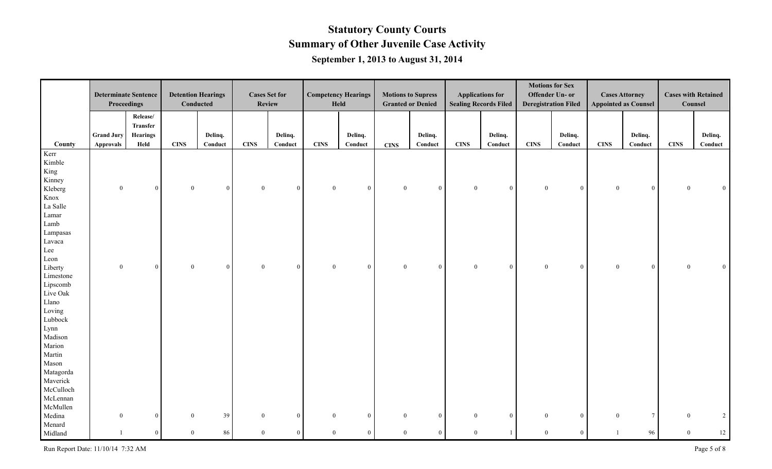# Statutory County Courts

## Summary of Other Juvenile Case Activity

### September 1, 2013 to August 31, 2014

| | Determinate Sentence Proceedings | | Detention Hearings Conducted | | Cases Set for Review | | Competency Hearings Held | | Motions to Supress Granted or Denied | | Applications for Sealing Records Filed | | Motions for Sex Offender Un- or Deregistration Filed | | Cases Attorney Appointed as Counsel | | Cases with Retained Counsel | |
|---|---|---|---|---|---|---|---|---|---|---|---|---|---|---|---|---|---|---|
| County | Grand Jury Approvals | Release/ Transfer Hearings Held | CINS | Delinq. Conduct | CINS | Delinq. Conduct | CINS | Delinq. Conduct | CINS | Delinq. Conduct | CINS | Delinq. Conduct | CINS | Delinq. Conduct | CINS | Delinq. Conduct | CINS | Delinq. Conduct |
| Kerr | | | | | | | | | | | | | | | | | | |
| Kimble | | | | | | | | | | | | | | | | | | |
| King | | | | | | | | | | | | | | | | | | |
| Kinney | | | | | | | | | | | | | | | | | | |
| Kleberg | 0 | 0 | 0 | 0 | 0 | 0 | 0 | 0 | 0 | 0 | 0 | 0 | 0 | 0 | 0 | 0 | 0 | 0 |
| Knox | | | | | | | | | | | | | | | | | | |
| La Salle | | | | | | | | | | | | | | | | | | |
| Lamar | | | | | | | | | | | | | | | | | | |
| Lamb | | | | | | | | | | | | | | | | | | |
| Lampasas | | | | | | | | | | | | | | | | | | |
| Lavaca | | | | | | | | | | | | | | | | | | |
| Lee | | | | | | | | | | | | | | | | | | |
| Leon | | | | | | | | | | | | | | | | | | |
| Liberty | 0 | 0 | 0 | 0 | 0 | 0 | 0 | 0 | 0 | 0 | 0 | 0 | 0 | 0 | 0 | 0 | 0 | 0 |
| Limestone | | | | | | | | | | | | | | | | | | |
| Lipscomb | | | | | | | | | | | | | | | | | | |
| Live Oak | | | | | | | | | | | | | | | | | | |
| Llano | | | | | | | | | | | | | | | | | | |
| Loving | | | | | | | | | | | | | | | | | | |
| Lubbock | | | | | | | | | | | | | | | | | | |
| Lynn | | | | | | | | | | | | | | | | | | |
| Madison | | | | | | | | | | | | | | | | | | |
| Marion | | | | | | | | | | | | | | | | | | |
| Martin | | | | | | | | | | | | | | | | | | |
| Mason | | | | | | | | | | | | | | | | | | |
| Matagorda | | | | | | | | | | | | | | | | | | |
| Maverick | | | | | | | | | | | | | | | | | | |
| McCulloch | | | | | | | | | | | | | | | | | | |
| McLennan | | | | | | | | | | | | | | | | | | |
| McMullen | | | | | | | | | | | | | | | | | | |
| Medina | 0 | 0 | 0 | 39 | 0 | 0 | 0 | 0 | 0 | 0 | 0 | 0 | 0 | 0 | 0 | 7 | 0 | 2 |
| Menard | | | | | | | | | | | | | | | | | | |
| Midland | 1 | 0 | 0 | 86 | 0 | 0 | 0 | 0 | 0 | 0 | 0 | 1 | 0 | 0 | 1 | 96 | 0 | 12 |

Run Report Date: 11/10/14 7:32 AM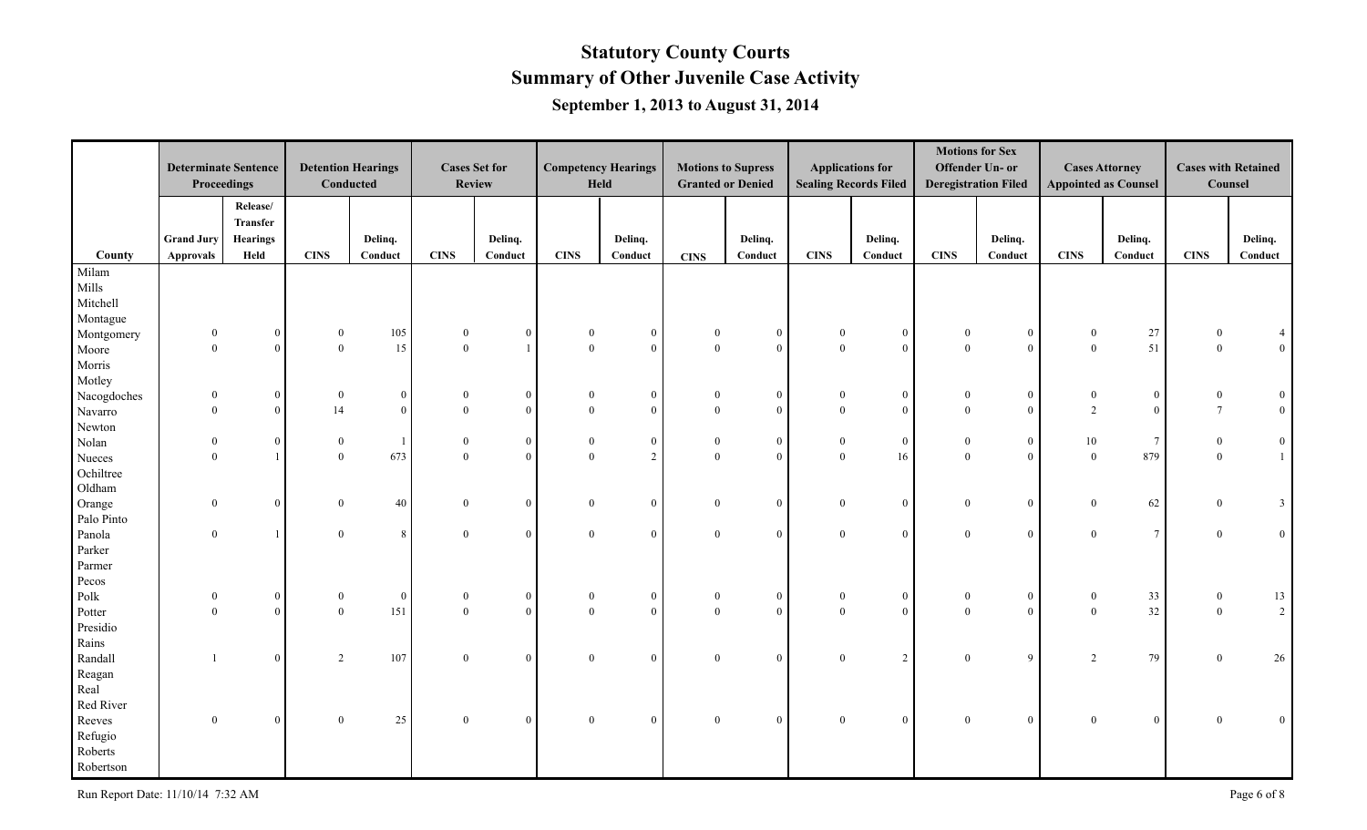# Statutory County Courts
## Summary of Other Juvenile Case Activity
### September 1, 2013 to August 31, 2014

| County | Determinate Sentence Proceedings | | Detention Hearings Conducted | | Cases Set for Review | | Competency Hearings Held | | Motions to Supress Granted or Denied | | Applications for Sealing Records Filed | | Motions for Sex Offender Un- or Deregistration Filed | | Cases Attorney Appointed as Counsel | | Cases with Retained Counsel | |
|---|---|---|---|---|---|---|---|---|---|---|---|---|---|---|---|---|---|---|
| | Grand Jury Approvals | Release/ Transfer Hearings Held | CINS | Delinq. Conduct | CINS | Delinq. Conduct | CINS | Delinq. Conduct | CINS | Delinq. Conduct | CINS | Delinq. Conduct | CINS | Delinq. Conduct | CINS | Delinq. Conduct | CINS | Delinq. Conduct |
| Milam | | | | | | | | | | | | | | | | | | |
| Mills | | | | | | | | | | | | | | | | | | |
| Mitchell | | | | | | | | | | | | | | | | | | |
| Montague | | | | | | | | | | | | | | | | | | |
| Montgomery | 0 | 0 | 0 | 105 | 0 | 0 | 0 | 0 | 0 | 0 | 0 | 0 | 0 | 0 | 0 | 27 | 0 | 4 |
| Moore | 0 | 0 | 0 | 15 | 0 | 1 | 0 | 0 | 0 | 0 | 0 | 0 | 0 | 0 | 0 | 51 | 0 | 0 |
| Morris | | | | | | | | | | | | | | | | | | |
| Motley | | | | | | | | | | | | | | | | | | |
| Nacogdoches | 0 | 0 | 0 | 0 | 0 | 0 | 0 | 0 | 0 | 0 | 0 | 0 | 0 | 0 | 0 | 0 | 0 | 0 |
| Navarro | 0 | 0 | 14 | 0 | 0 | 0 | 0 | 0 | 0 | 0 | 0 | 0 | 0 | 0 | 2 | 0 | 7 | 0 |
| Newton | | | | | | | | | | | | | | | | | | |
| Nolan | 0 | 0 | 0 | 1 | 0 | 0 | 0 | 0 | 0 | 0 | 0 | 0 | 0 | 0 | 10 | 7 | 0 | 0 |
| Nueces | 0 | 1 | 0 | 673 | 0 | 0 | 0 | 2 | 0 | 0 | 0 | 16 | 0 | 0 | 0 | 879 | 0 | 1 |
| Ochiltree | | | | | | | | | | | | | | | | | | |
| Oldham | | | | | | | | | | | | | | | | | | |
| Orange | 0 | 0 | 0 | 40 | 0 | 0 | 0 | 0 | 0 | 0 | 0 | 0 | 0 | 0 | 0 | 62 | 0 | 3 |
| Palo Pinto | | | | | | | | | | | | | | | | | | |
| Panola | 0 | 1 | 0 | 8 | 0 | 0 | 0 | 0 | 0 | 0 | 0 | 0 | 0 | 0 | 0 | 7 | 0 | 0 |
| Parker | | | | | | | | | | | | | | | | | | |
| Parmer | | | | | | | | | | | | | | | | | | |
| Pecos | | | | | | | | | | | | | | | | | | |
| Polk | 0 | 0 | 0 | 0 | 0 | 0 | 0 | 0 | 0 | 0 | 0 | 0 | 0 | 0 | 0 | 33 | 0 | 13 |
| Potter | 0 | 0 | 0 | 151 | 0 | 0 | 0 | 0 | 0 | 0 | 0 | 0 | 0 | 0 | 0 | 32 | 0 | 2 |
| Presidio | | | | | | | | | | | | | | | | | | |
| Rains | | | | | | | | | | | | | | | | | | |
| Randall | 1 | 0 | 2 | 107 | 0 | 0 | 0 | 0 | 0 | 0 | 0 | 2 | 0 | 9 | 2 | 79 | 0 | 26 |
| Reagan | | | | | | | | | | | | | | | | | | |
| Real | | | | | | | | | | | | | | | | | | |
| Red River | | | | | | | | | | | | | | | | | | |
| Reeves | 0 | 0 | 0 | 25 | 0 | 0 | 0 | 0 | 0 | 0 | 0 | 0 | 0 | 0 | 0 | 0 | 0 | 0 |
| Refugio | | | | | | | | | | | | | | | | | | |
| Roberts | | | | | | | | | | | | | | | | | | |
| Robertson | | | | | | | | | | | | | | | | | | |

Run Report Date: 11/10/14 7:32 AM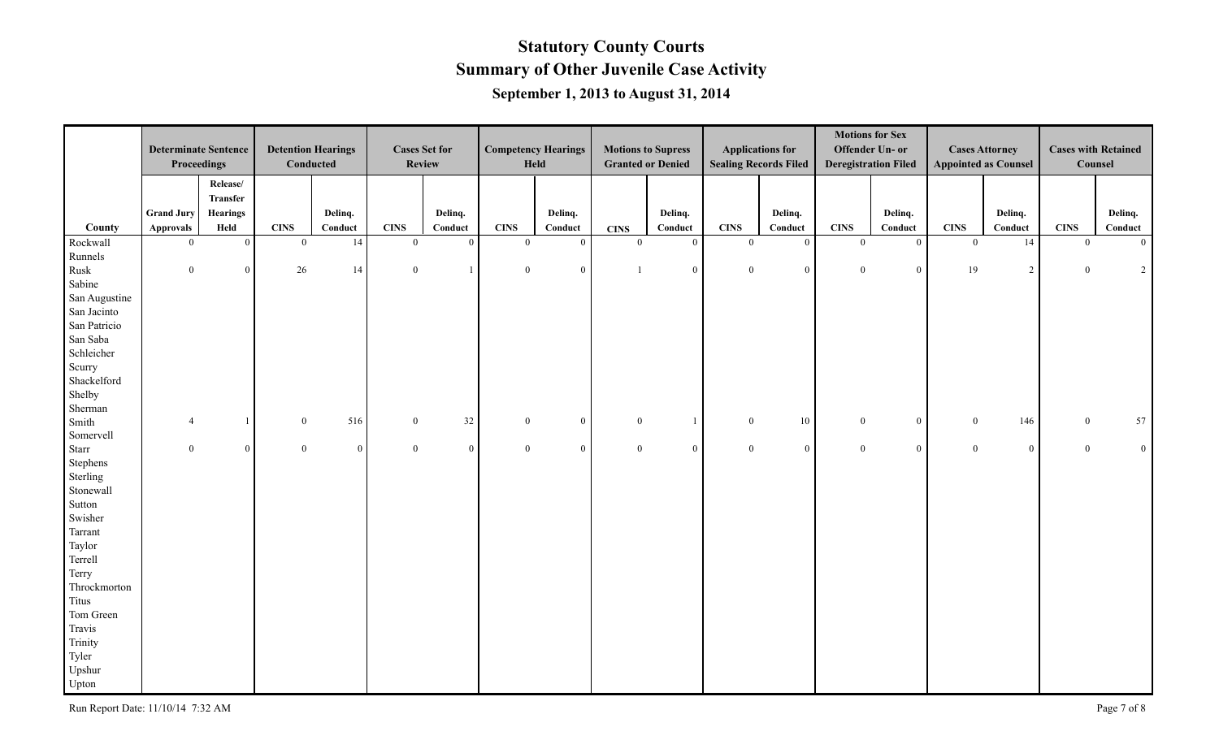# Statutory County Courts

## Summary of Other Juvenile Case Activity

### September 1, 2013 to August 31, 2014

| | Determinate Sentence Proceedings | | Detention Hearings Conducted | | Cases Set for Review | | Competency Hearings Held | | Motions to Supress Granted or Denied | | Applications for Sealing Records Filed | | Motions for Sex Offender Un- or Deregistration Filed | | Cases Attorney Appointed as Counsel | | Cases with Retained Counsel | |
|---|---|---|---|---|---|---|---|---|---|---|---|---|---|---|---|---|---|---|
| County | Grand Jury Approvals | Release/ Transfer Hearings Held | CINS | Delinq. Conduct | CINS | Delinq. Conduct | CINS | Delinq. Conduct | CINS | Delinq. Conduct | CINS | Delinq. Conduct | CINS | Delinq. Conduct | CINS | Delinq. Conduct | CINS | Delinq. Conduct |
| Rockwall | 0 | 0 | 0 | 14 | 0 | 0 | 0 | 0 | 0 | 0 | 0 | 0 | 0 | 0 | 0 | 14 | 0 | 0 |
| Runnels | | | | | | | | | | | | | | | | | | |
| Rusk | 0 | 0 | 26 | 14 | 0 | 1 | 0 | 0 | 1 | 0 | 0 | 0 | 0 | 0 | 19 | 2 | 0 | 2 |
| Sabine | | | | | | | | | | | | | | | | | | |
| San Augustine | | | | | | | | | | | | | | | | | | |
| San Jacinto | | | | | | | | | | | | | | | | | | |
| San Patricio | | | | | | | | | | | | | | | | | | |
| San Saba | | | | | | | | | | | | | | | | | | |
| Schleicher | | | | | | | | | | | | | | | | | | |
| Scurry | | | | | | | | | | | | | | | | | | |
| Shackelford | | | | | | | | | | | | | | | | | | |
| Shelby | | | | | | | | | | | | | | | | | | |
| Sherman | | | | | | | | | | | | | | | | | | |
| Smith | 4 | 1 | 0 | 516 | 0 | 32 | 0 | 0 | 0 | 1 | 0 | 10 | 0 | 0 | 0 | 146 | 0 | 57 |
| Somervell | | | | | | | | | | | | | | | | | | |
| Starr | 0 | 0 | 0 | 0 | 0 | 0 | 0 | 0 | 0 | 0 | 0 | 0 | 0 | 0 | 0 | 0 | 0 | 0 |
| Stephens | | | | | | | | | | | | | | | | | | |
| Sterling | | | | | | | | | | | | | | | | | | |
| Stonewall | | | | | | | | | | | | | | | | | | |
| Sutton | | | | | | | | | | | | | | | | | | |
| Swisher | | | | | | | | | | | | | | | | | | |
| Tarrant | | | | | | | | | | | | | | | | | | |
| Taylor | | | | | | | | | | | | | | | | | | |
| Terrell | | | | | | | | | | | | | | | | | | |
| Terry | | | | | | | | | | | | | | | | | | |
| Throckmorton | | | | | | | | | | | | | | | | | | |
| Titus | | | | | | | | | | | | | | | | | | |
| Tom Green | | | | | | | | | | | | | | | | | | |
| Travis | | | | | | | | | | | | | | | | | | |
| Trinity | | | | | | | | | | | | | | | | | | |
| Tyler | | | | | | | | | | | | | | | | | | |
| Upshur | | | | | | | | | | | | | | | | | | |
| Upton | | | | | | | | | | | | | | | | | | |

Run Report Date: 11/10/14 7:32 AM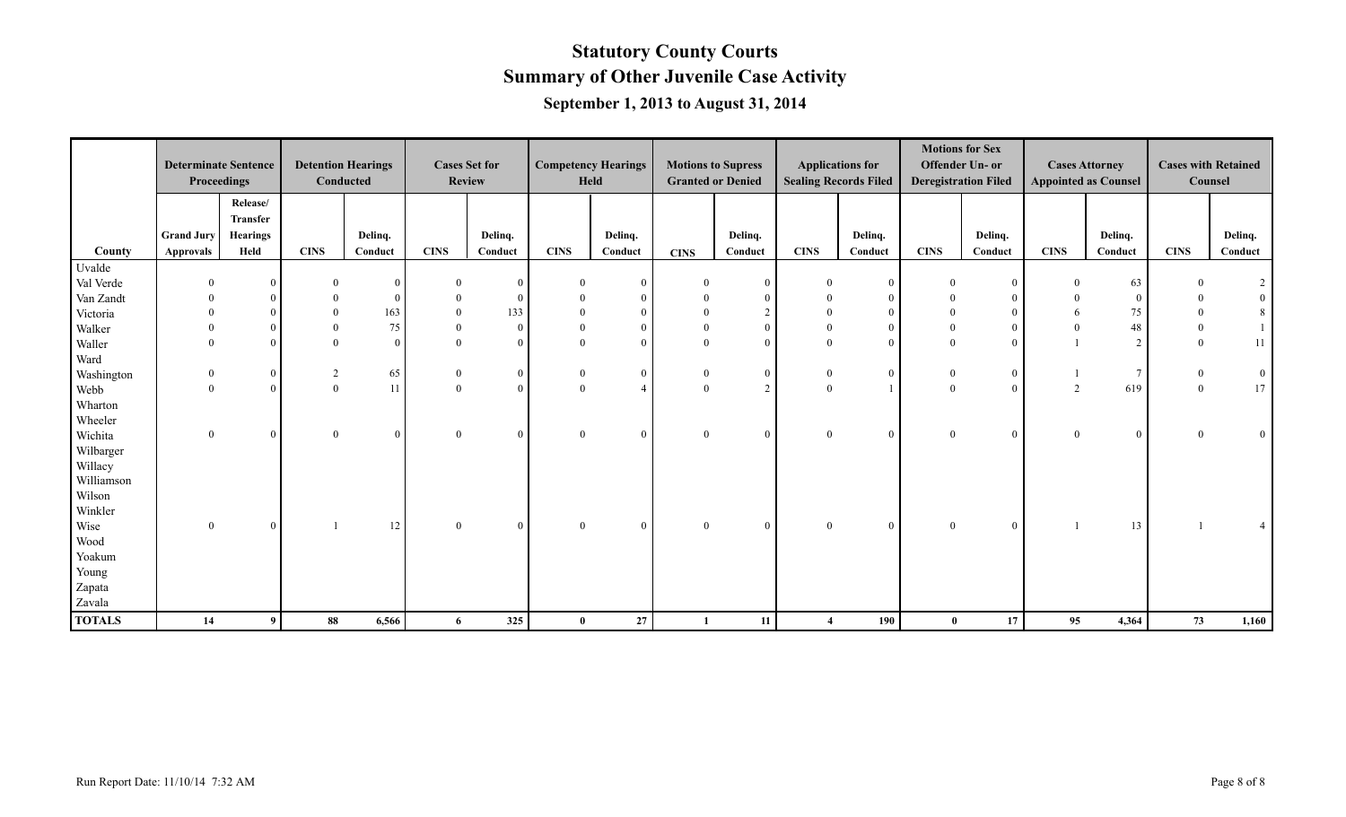# Statutory County Courts

## Summary of Other Juvenile Case Activity

### September 1, 2013 to August 31, 2014

| County | Determinate Sentence Proceedings | | Detention Hearings Conducted | | Cases Set for Review | | Competency Hearings Held | | Motions to Supress Granted or Denied | | Applications for Sealing Records Filed | | Motions for Sex Offender Un- or Deregistration Filed | | Cases Attorney Appointed as Counsel | | Cases with Retained Counsel | |
|---|---|---|---|---|---|---|---|---|---|---|---|---|---|---|---|---|---|---|
| | Grand Jury Approvals | Release/ Transfer Hearings Held | CINS | Delinq. Conduct | CINS | Delinq. Conduct | CINS | Delinq. Conduct | CINS | Delinq. Conduct | CINS | Delinq. Conduct | CINS | Delinq. Conduct | CINS | Delinq. Conduct | CINS | Delinq. Conduct |
| Uvalde | | | | | | | | | | | | | | | | | | |
| Val Verde | 0 | 0 | 0 | 0 | 0 | 0 | 0 | 0 | 0 | 0 | 0 | 0 | 0 | 0 | 0 | 63 | 0 | 2 |
| Van Zandt | 0 | 0 | 0 | 0 | 0 | 0 | 0 | 0 | 0 | 0 | 0 | 0 | 0 | 0 | 0 | 0 | 0 | 0 |
| Victoria | 0 | 0 | 0 | 163 | 0 | 133 | 0 | 0 | 0 | 2 | 0 | 0 | 0 | 0 | 6 | 75 | 0 | 8 |
| Walker | 0 | 0 | 0 | 75 | 0 | 0 | 0 | 0 | 0 | 0 | 0 | 0 | 0 | 0 | 0 | 48 | 0 | 1 |
| Waller | 0 | 0 | 0 | 0 | 0 | 0 | 0 | 0 | 0 | 0 | 0 | 0 | 0 | 0 | 1 | 2 | 0 | 11 |
| Ward | | | | | | | | | | | | | | | | | | |
| Washington | 0 | 0 | 2 | 65 | 0 | 0 | 0 | 0 | 0 | 0 | 0 | 0 | 0 | 0 | 1 | 7 | 0 | 0 |
| Webb | 0 | 0 | 0 | 11 | 0 | 0 | 0 | 4 | 0 | 2 | 0 | 1 | 0 | 0 | 2 | 619 | 0 | 17 |
| Wharton | | | | | | | | | | | | | | | | | | |
| Wheeler | | | | | | | | | | | | | | | | | | |
| Wichita | 0 | 0 | 0 | 0 | 0 | 0 | 0 | 0 | 0 | 0 | 0 | 0 | 0 | 0 | 0 | 0 | 0 | 0 |
| Wilbarger | | | | | | | | | | | | | | | | | | |
| Willacy | | | | | | | | | | | | | | | | | | |
| Williamson | | | | | | | | | | | | | | | | | | |
| Wilson | | | | | | | | | | | | | | | | | | |
| Winkler | | | | | | | | | | | | | | | | | | |
| Wise | 0 | 0 | 1 | 12 | 0 | 0 | 0 | 0 | 0 | 0 | 0 | 0 | 0 | 0 | 1 | 13 | 1 | 4 |
| Wood | | | | | | | | | | | | | | | | | | |
| Yoakum | | | | | | | | | | | | | | | | | | |
| Young | | | | | | | | | | | | | | | | | | |
| Zapata | | | | | | | | | | | | | | | | | | |
| Zavala | | | | | | | | | | | | | | | | | | |
| **TOTALS** | **14** | **9** | **88** | **6,566** | **6** | **325** | **0** | **27** | **1** | **11** | **4** | **190** | **0** | **17** | **95** | **4,364** | **73** | **1,160** |

Run Report Date: 11/10/14 7:32 AM